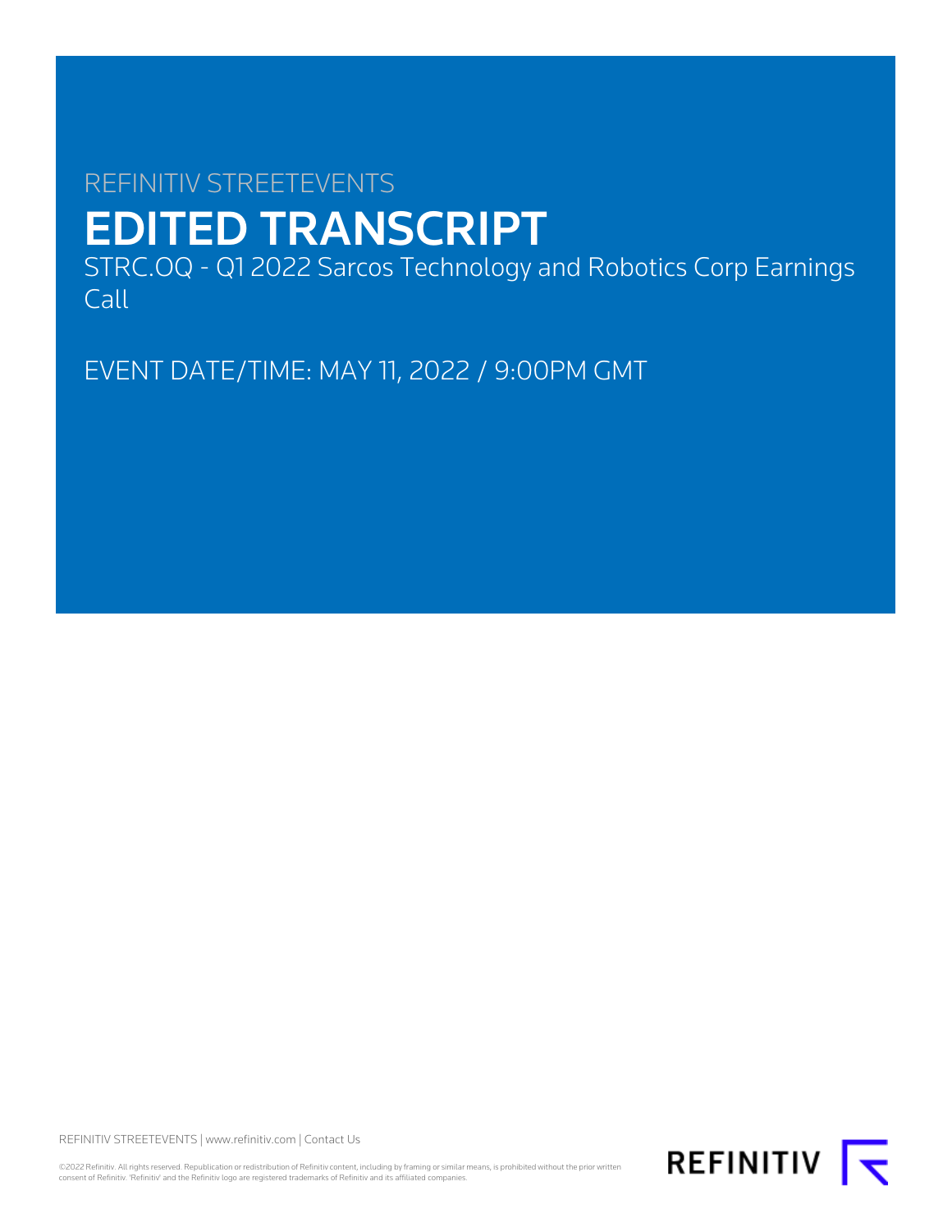REFINITIV STREETEVENTS

# EDITED TRANSCRIPT

STRC.OQ - Q1 2022 Sarcos Technology and Robotics Corp Earnings Call

EVENT DATE/TIME: MAY 11, 2022 / 9:00PM GMT

REFINITIV STREETEVENTS | www.refinitiv.com | Contact Us

©2022 Refinitiv. All rights reserved. Republication or redistribution of Refinitiv content, including by framing or similar means, is prohibited without the prior written consent of Refinitiv. 'Refinitiv' and the Refinitiv logo are registered trademarks of Refinitiv and its affiliated companies.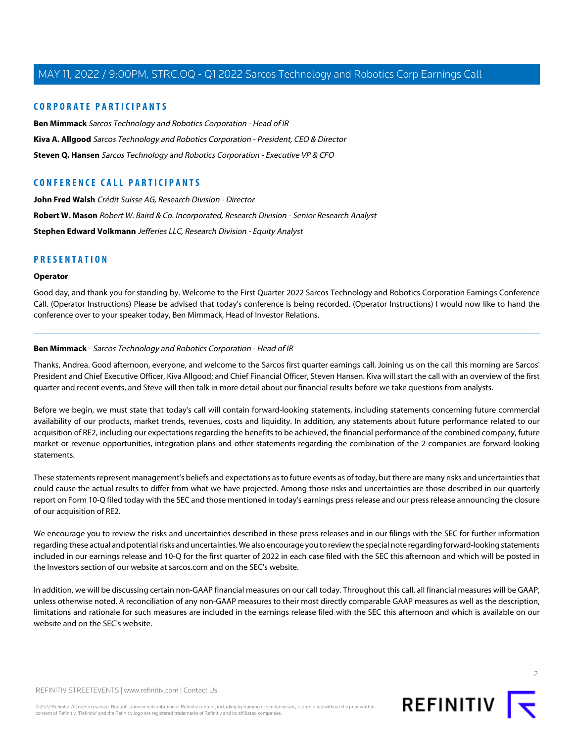## CORPORATE PARTICIPANTS

**Ben Mimmack** *Sarcos Technology and Robotics Corporation - Head of IR*

**Kiva A. Allgood** *Sarcos Technology and Robotics Corporation - President, CEO & Director*

**Steven Q. Hansen** *Sarcos Technology and Robotics Corporation - Executive VP & CFO*

## CONFERENCE CALL PARTICIPANTS

**John Fred Walsh** *Crédit Suisse AG, Research Division - Director*

**Robert W. Mason** *Robert W. Baird & Co. Incorporated, Research Division - Senior Research Analyst*

**Stephen Edward Volkmann** *Jefferies LLC, Research Division - Equity Analyst*

## PRESENTATION

**Operator**

Good day, and thank you for standing by. Welcome to the First Quarter 2022 Sarcos Technology and Robotics Corporation Earnings Conference Call. (Operator Instructions) Please be advised that today's conference is being recorded. (Operator Instructions) I would now like to hand the conference over to your speaker today, Ben Mimmack, Head of Investor Relations.

---

**Ben Mimmack** - *Sarcos Technology and Robotics Corporation - Head of IR*

Thanks, Andrea. Good afternoon, everyone, and welcome to the Sarcos first quarter earnings call. Joining us on the call this morning are Sarcos' President and Chief Executive Officer, Kiva Allgood; and Chief Financial Officer, Steven Hansen. Kiva will start the call with an overview of the first quarter and recent events, and Steve will then talk in more detail about our financial results before we take questions from analysts.

Before we begin, we must state that today's call will contain forward-looking statements, including statements concerning future commercial availability of our products, market trends, revenues, costs and liquidity. In addition, any statements about future performance related to our acquisition of RE2, including our expectations regarding the benefits to be achieved, the financial performance of the combined company, future market or revenue opportunities, integration plans and other statements regarding the combination of the 2 companies are forward-looking statements.

These statements represent management's beliefs and expectations as to future events as of today, but there are many risks and uncertainties that could cause the actual results to differ from what we have projected. Among those risks and uncertainties are those described in our quarterly report on Form 10-Q filed today with the SEC and those mentioned in today's earnings press release and our press release announcing the closure of our acquisition of RE2.

We encourage you to review the risks and uncertainties described in these press releases and in our filings with the SEC for further information regarding these actual and potential risks and uncertainties. We also encourage you to review the special note regarding forward-looking statements included in our earnings release and 10-Q for the first quarter of 2022 in each case filed with the SEC this afternoon and which will be posted in the Investors section of our website at sarcos.com and on the SEC's website.

In addition, we will be discussing certain non-GAAP financial measures on our call today. Throughout this call, all financial measures will be GAAP, unless otherwise noted. A reconciliation of any non-GAAP measures to their most directly comparable GAAP measures as well as the description, limitations and rationale for such measures are included in the earnings release filed with the SEC this afternoon and which is available on our website and on the SEC's website.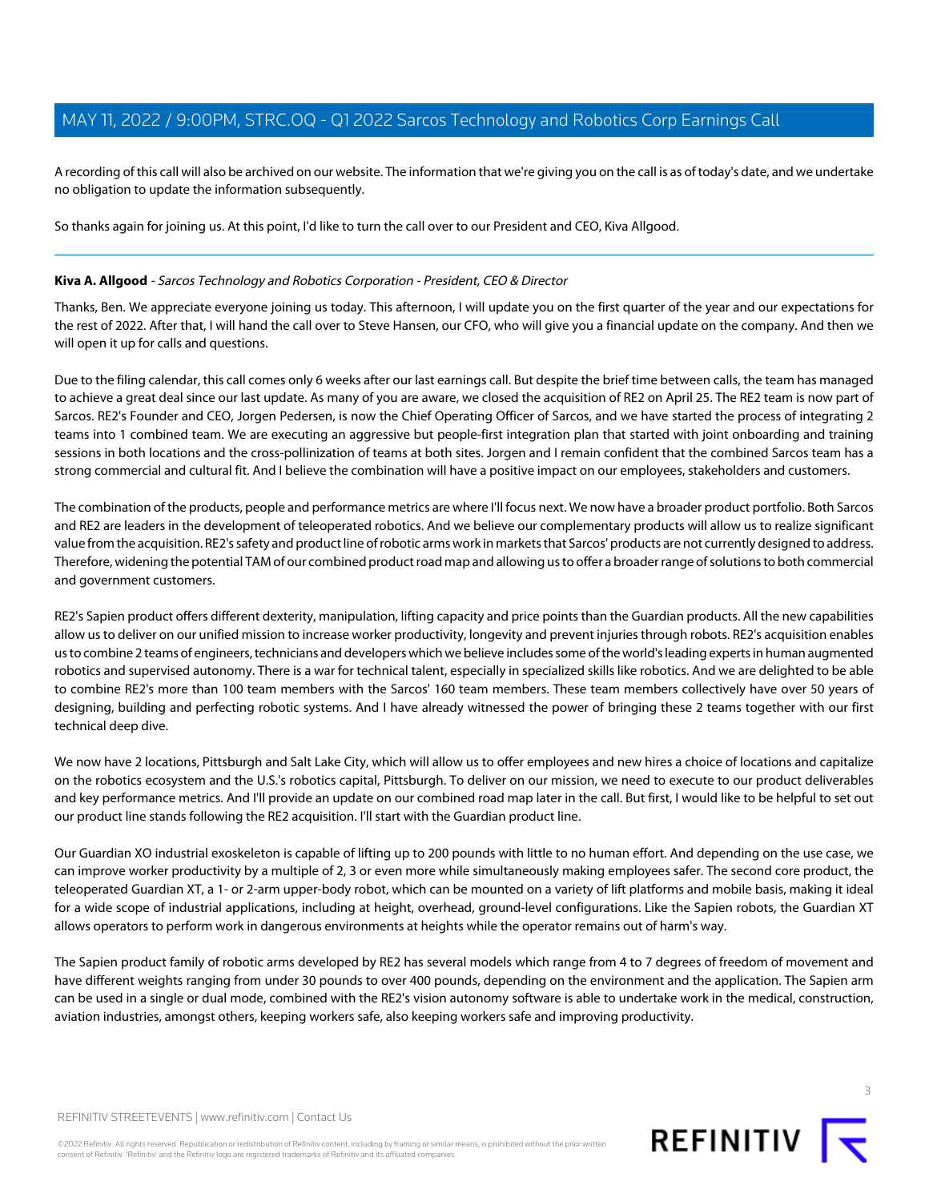A recording of this call will also be archived on our website. The information that we're giving you on the call is as of today's date, and we undertake no obligation to update the information subsequently.

So thanks again for joining us. At this point, I'd like to turn the call over to our President and CEO, Kiva Allgood.

---

**Kiva A. Allgood** - *Sarcos Technology and Robotics Corporation - President, CEO & Director*

Thanks, Ben. We appreciate everyone joining us today. This afternoon, I will update you on the first quarter of the year and our expectations for the rest of 2022. After that, I will hand the call over to Steve Hansen, our CFO, who will give you a financial update on the company. And then we will open it up for calls and questions.

Due to the filing calendar, this call comes only 6 weeks after our last earnings call. But despite the brief time between calls, the team has managed to achieve a great deal since our last update. As many of you are aware, we closed the acquisition of RE2 on April 25. The RE2 team is now part of Sarcos. RE2's Founder and CEO, Jorgen Pedersen, is now the Chief Operating Officer of Sarcos, and we have started the process of integrating 2 teams into 1 combined team. We are executing an aggressive but people-first integration plan that started with joint onboarding and training sessions in both locations and the cross-pollinization of teams at both sites. Jorgen and I remain confident that the combined Sarcos team has a strong commercial and cultural fit. And I believe the combination will have a positive impact on our employees, stakeholders and customers.

The combination of the products, people and performance metrics are where I'll focus next. We now have a broader product portfolio. Both Sarcos and RE2 are leaders in the development of teleoperated robotics. And we believe our complementary products will allow us to realize significant value from the acquisition. RE2's safety and product line of robotic arms work in markets that Sarcos' products are not currently designed to address. Therefore, widening the potential TAM of our combined product road map and allowing us to offer a broader range of solutions to both commercial and government customers.

RE2's Sapien product offers different dexterity, manipulation, lifting capacity and price points than the Guardian products. All the new capabilities allow us to deliver on our unified mission to increase worker productivity, longevity and prevent injuries through robots. RE2's acquisition enables us to combine 2 teams of engineers, technicians and developers which we believe includes some of the world's leading experts in human augmented robotics and supervised autonomy. There is a war for technical talent, especially in specialized skills like robotics. And we are delighted to be able to combine RE2's more than 100 team members with the Sarcos' 160 team members. These team members collectively have over 50 years of designing, building and perfecting robotic systems. And I have already witnessed the power of bringing these 2 teams together with our first technical deep dive.

We now have 2 locations, Pittsburgh and Salt Lake City, which will allow us to offer employees and new hires a choice of locations and capitalize on the robotics ecosystem and the U.S.'s robotics capital, Pittsburgh. To deliver on our mission, we need to execute to our product deliverables and key performance metrics. And I'll provide an update on our combined road map later in the call. But first, I would like to be helpful to set out our product line stands following the RE2 acquisition. I'll start with the Guardian product line.

Our Guardian XO industrial exoskeleton is capable of lifting up to 200 pounds with little to no human effort. And depending on the use case, we can improve worker productivity by a multiple of 2, 3 or even more while simultaneously making employees safer. The second core product, the teleoperated Guardian XT, a 1- or 2-arm upper-body robot, which can be mounted on a variety of lift platforms and mobile basis, making it ideal for a wide scope of industrial applications, including at height, overhead, ground-level configurations. Like the Sapien robots, the Guardian XT allows operators to perform work in dangerous environments at heights while the operator remains out of harm's way.

The Sapien product family of robotic arms developed by RE2 has several models which range from 4 to 7 degrees of freedom of movement and have different weights ranging from under 30 pounds to over 400 pounds, depending on the environment and the application. The Sapien arm can be used in a single or dual mode, combined with the RE2's vision autonomy software is able to undertake work in the medical, construction, aviation industries, amongst others, keeping workers safe, also keeping workers safe and improving productivity.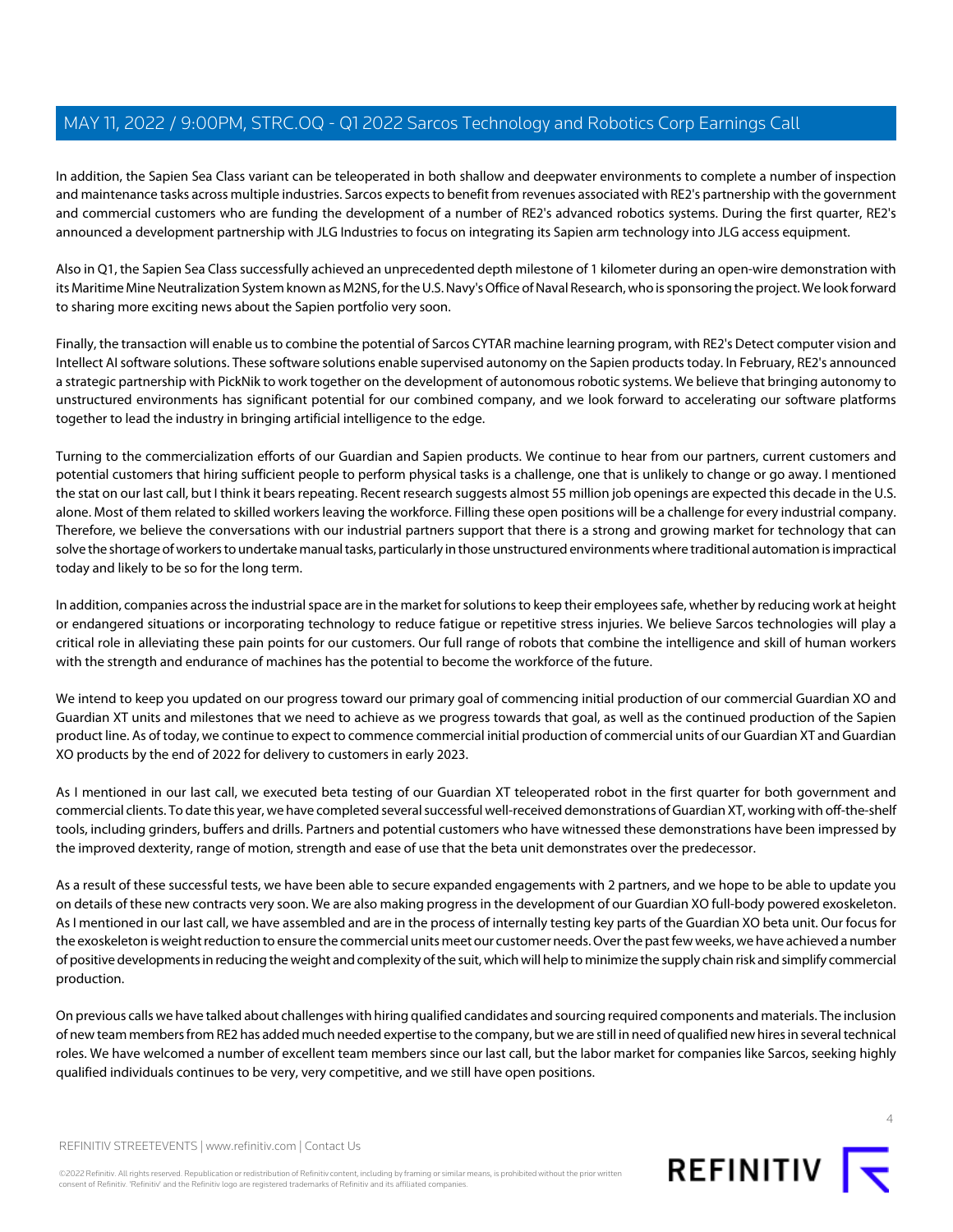In addition, the Sapien Sea Class variant can be teleoperated in both shallow and deepwater environments to complete a number of inspection and maintenance tasks across multiple industries. Sarcos expects to benefit from revenues associated with RE2's partnership with the government and commercial customers who are funding the development of a number of RE2's advanced robotics systems. During the first quarter, RE2's announced a development partnership with JLG Industries to focus on integrating its Sapien arm technology into JLG access equipment.

Also in Q1, the Sapien Sea Class successfully achieved an unprecedented depth milestone of 1 kilometer during an open-wire demonstration with its Maritime Mine Neutralization System known as M2NS, for the U.S. Navy's Office of Naval Research, who is sponsoring the project. We look forward to sharing more exciting news about the Sapien portfolio very soon.

Finally, the transaction will enable us to combine the potential of Sarcos CYTAR machine learning program, with RE2's Detect computer vision and Intellect AI software solutions. These software solutions enable supervised autonomy on the Sapien products today. In February, RE2's announced a strategic partnership with PickNik to work together on the development of autonomous robotic systems. We believe that bringing autonomy to unstructured environments has significant potential for our combined company, and we look forward to accelerating our software platforms together to lead the industry in bringing artificial intelligence to the edge.

Turning to the commercialization efforts of our Guardian and Sapien products. We continue to hear from our partners, current customers and potential customers that hiring sufficient people to perform physical tasks is a challenge, one that is unlikely to change or go away. I mentioned the stat on our last call, but I think it bears repeating. Recent research suggests almost 55 million job openings are expected this decade in the U.S. alone. Most of them related to skilled workers leaving the workforce. Filling these open positions will be a challenge for every industrial company. Therefore, we believe the conversations with our industrial partners support that there is a strong and growing market for technology that can solve the shortage of workers to undertake manual tasks, particularly in those unstructured environments where traditional automation is impractical today and likely to be so for the long term.

In addition, companies across the industrial space are in the market for solutions to keep their employees safe, whether by reducing work at height or endangered situations or incorporating technology to reduce fatigue or repetitive stress injuries. We believe Sarcos technologies will play a critical role in alleviating these pain points for our customers. Our full range of robots that combine the intelligence and skill of human workers with the strength and endurance of machines has the potential to become the workforce of the future.

We intend to keep you updated on our progress toward our primary goal of commencing initial production of our commercial Guardian XO and Guardian XT units and milestones that we need to achieve as we progress towards that goal, as well as the continued production of the Sapien product line. As of today, we continue to expect to commence commercial initial production of commercial units of our Guardian XT and Guardian XO products by the end of 2022 for delivery to customers in early 2023.

As I mentioned in our last call, we executed beta testing of our Guardian XT teleoperated robot in the first quarter for both government and commercial clients. To date this year, we have completed several successful well-received demonstrations of Guardian XT, working with off-the-shelf tools, including grinders, buffers and drills. Partners and potential customers who have witnessed these demonstrations have been impressed by the improved dexterity, range of motion, strength and ease of use that the beta unit demonstrates over the predecessor.

As a result of these successful tests, we have been able to secure expanded engagements with 2 partners, and we hope to be able to update you on details of these new contracts very soon. We are also making progress in the development of our Guardian XO full-body powered exoskeleton. As I mentioned in our last call, we have assembled and are in the process of internally testing key parts of the Guardian XO beta unit. Our focus for the exoskeleton is weight reduction to ensure the commercial units meet our customer needs. Over the past few weeks, we have achieved a number of positive developments in reducing the weight and complexity of the suit, which will help to minimize the supply chain risk and simplify commercial production.

On previous calls we have talked about challenges with hiring qualified candidates and sourcing required components and materials. The inclusion of new team members from RE2 has added much needed expertise to the company, but we are still in need of qualified new hires in several technical roles. We have welcomed a number of excellent team members since our last call, but the labor market for companies like Sarcos, seeking highly qualified individuals continues to be very, very competitive, and we still have open positions.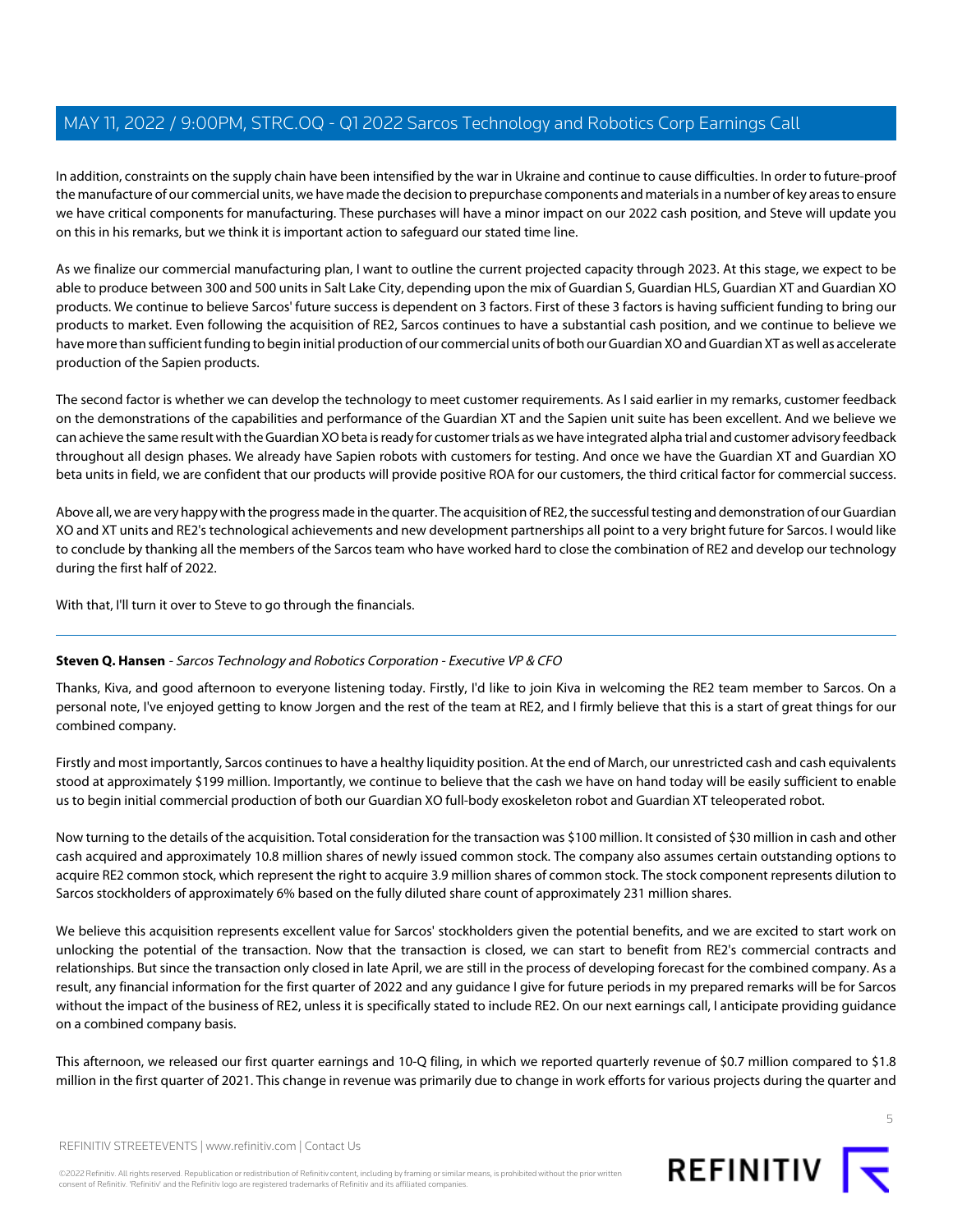In addition, constraints on the supply chain have been intensified by the war in Ukraine and continue to cause difficulties. In order to future-proof the manufacture of our commercial units, we have made the decision to prepurchase components and materials in a number of key areas to ensure we have critical components for manufacturing. These purchases will have a minor impact on our 2022 cash position, and Steve will update you on this in his remarks, but we think it is important action to safeguard our stated time line.

As we finalize our commercial manufacturing plan, I want to outline the current projected capacity through 2023. At this stage, we expect to be able to produce between 300 and 500 units in Salt Lake City, depending upon the mix of Guardian S, Guardian HLS, Guardian XT and Guardian XO products. We continue to believe Sarcos' future success is dependent on 3 factors. First of these 3 factors is having sufficient funding to bring our products to market. Even following the acquisition of RE2, Sarcos continues to have a substantial cash position, and we continue to believe we have more than sufficient funding to begin initial production of our commercial units of both our Guardian XO and Guardian XT as well as accelerate production of the Sapien products.

The second factor is whether we can develop the technology to meet customer requirements. As I said earlier in my remarks, customer feedback on the demonstrations of the capabilities and performance of the Guardian XT and the Sapien unit suite has been excellent. And we believe we can achieve the same result with the Guardian XO beta is ready for customer trials as we have integrated alpha trial and customer advisory feedback throughout all design phases. We already have Sapien robots with customers for testing. And once we have the Guardian XT and Guardian XO beta units in field, we are confident that our products will provide positive ROA for our customers, the third critical factor for commercial success.

Above all, we are very happy with the progress made in the quarter. The acquisition of RE2, the successful testing and demonstration of our Guardian XO and XT units and RE2's technological achievements and new development partnerships all point to a very bright future for Sarcos. I would like to conclude by thanking all the members of the Sarcos team who have worked hard to close the combination of RE2 and develop our technology during the first half of 2022.

With that, I'll turn it over to Steve to go through the financials.

---

**Steven Q. Hansen** - *Sarcos Technology and Robotics Corporation - Executive VP & CFO*

Thanks, Kiva, and good afternoon to everyone listening today. Firstly, I'd like to join Kiva in welcoming the RE2 team member to Sarcos. On a personal note, I've enjoyed getting to know Jorgen and the rest of the team at RE2, and I firmly believe that this is a start of great things for our combined company.

Firstly and most importantly, Sarcos continues to have a healthy liquidity position. At the end of March, our unrestricted cash and cash equivalents stood at approximately $199 million. Importantly, we continue to believe that the cash we have on hand today will be easily sufficient to enable us to begin initial commercial production of both our Guardian XO full-body exoskeleton robot and Guardian XT teleoperated robot.

Now turning to the details of the acquisition. Total consideration for the transaction was $100 million. It consisted of $30 million in cash and other cash acquired and approximately 10.8 million shares of newly issued common stock. The company also assumes certain outstanding options to acquire RE2 common stock, which represent the right to acquire 3.9 million shares of common stock. The stock component represents dilution to Sarcos stockholders of approximately 6% based on the fully diluted share count of approximately 231 million shares.

We believe this acquisition represents excellent value for Sarcos' stockholders given the potential benefits, and we are excited to start work on unlocking the potential of the transaction. Now that the transaction is closed, we can start to benefit from RE2's commercial contracts and relationships. But since the transaction only closed in late April, we are still in the process of developing forecast for the combined company. As a result, any financial information for the first quarter of 2022 and any guidance I give for future periods in my prepared remarks will be for Sarcos without the impact of the business of RE2, unless it is specifically stated to include RE2. On our next earnings call, I anticipate providing guidance on a combined company basis.

This afternoon, we released our first quarter earnings and 10-Q filing, in which we reported quarterly revenue of $0.7 million compared to $1.8 million in the first quarter of 2021. This change in revenue was primarily due to change in work efforts for various projects during the quarter and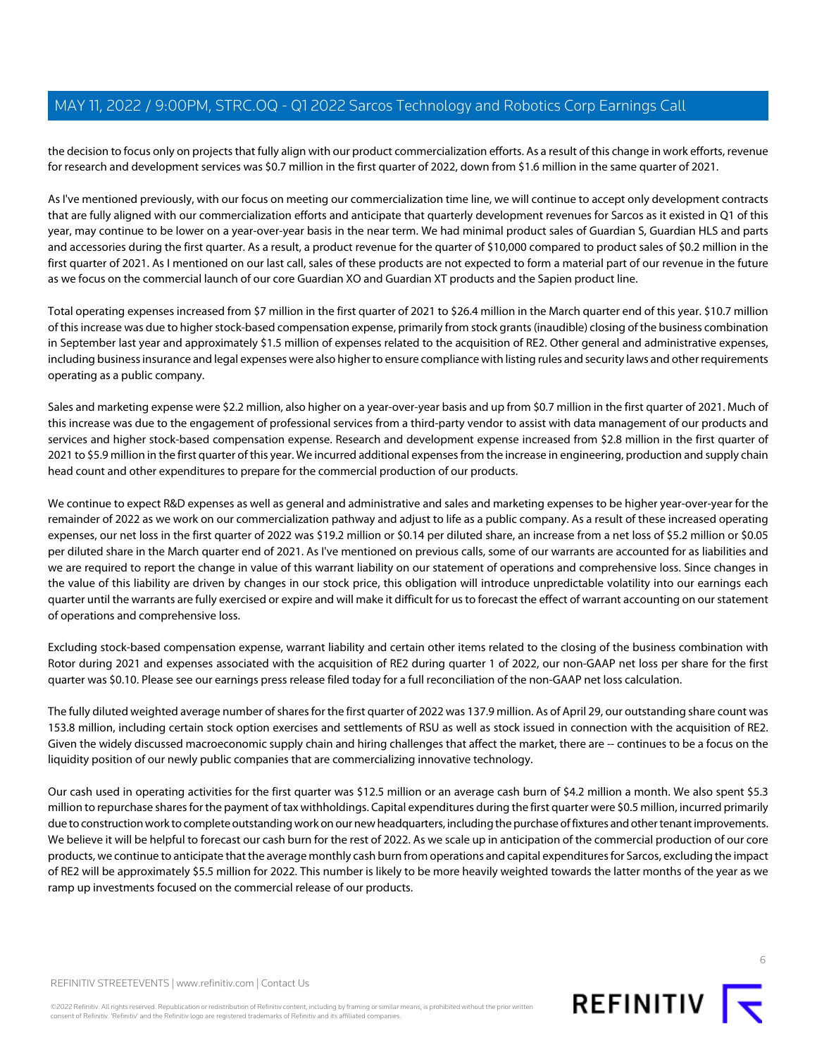the decision to focus only on projects that fully align with our product commercialization efforts. As a result of this change in work efforts, revenue for research and development services was $0.7 million in the first quarter of 2022, down from $1.6 million in the same quarter of 2021.

As I've mentioned previously, with our focus on meeting our commercialization time line, we will continue to accept only development contracts that are fully aligned with our commercialization efforts and anticipate that quarterly development revenues for Sarcos as it existed in Q1 of this year, may continue to be lower on a year-over-year basis in the near term. We had minimal product sales of Guardian S, Guardian HLS and parts and accessories during the first quarter. As a result, a product revenue for the quarter of $10,000 compared to product sales of $0.2 million in the first quarter of 2021. As I mentioned on our last call, sales of these products are not expected to form a material part of our revenue in the future as we focus on the commercial launch of our core Guardian XO and Guardian XT products and the Sapien product line.

Total operating expenses increased from $7 million in the first quarter of 2021 to $26.4 million in the March quarter end of this year. $10.7 million of this increase was due to higher stock-based compensation expense, primarily from stock grants (inaudible) closing of the business combination in September last year and approximately $1.5 million of expenses related to the acquisition of RE2. Other general and administrative expenses, including business insurance and legal expenses were also higher to ensure compliance with listing rules and security laws and other requirements operating as a public company.

Sales and marketing expense were $2.2 million, also higher on a year-over-year basis and up from $0.7 million in the first quarter of 2021. Much of this increase was due to the engagement of professional services from a third-party vendor to assist with data management of our products and services and higher stock-based compensation expense. Research and development expense increased from $2.8 million in the first quarter of 2021 to $5.9 million in the first quarter of this year. We incurred additional expenses from the increase in engineering, production and supply chain head count and other expenditures to prepare for the commercial production of our products.

We continue to expect R&D expenses as well as general and administrative and sales and marketing expenses to be higher year-over-year for the remainder of 2022 as we work on our commercialization pathway and adjust to life as a public company. As a result of these increased operating expenses, our net loss in the first quarter of 2022 was $19.2 million or $0.14 per diluted share, an increase from a net loss of $5.2 million or $0.05 per diluted share in the March quarter end of 2021. As I've mentioned on previous calls, some of our warrants are accounted for as liabilities and we are required to report the change in value of this warrant liability on our statement of operations and comprehensive loss. Since changes in the value of this liability are driven by changes in our stock price, this obligation will introduce unpredictable volatility into our earnings each quarter until the warrants are fully exercised or expire and will make it difficult for us to forecast the effect of warrant accounting on our statement of operations and comprehensive loss.

Excluding stock-based compensation expense, warrant liability and certain other items related to the closing of the business combination with Rotor during 2021 and expenses associated with the acquisition of RE2 during quarter 1 of 2022, our non-GAAP net loss per share for the first quarter was $0.10. Please see our earnings press release filed today for a full reconciliation of the non-GAAP net loss calculation.

The fully diluted weighted average number of shares for the first quarter of 2022 was 137.9 million. As of April 29, our outstanding share count was 153.8 million, including certain stock option exercises and settlements of RSU as well as stock issued in connection with the acquisition of RE2. Given the widely discussed macroeconomic supply chain and hiring challenges that affect the market, there are -- continues to be a focus on the liquidity position of our newly public companies that are commercializing innovative technology.

Our cash used in operating activities for the first quarter was $12.5 million or an average cash burn of $4.2 million a month. We also spent $5.3 million to repurchase shares for the payment of tax withholdings. Capital expenditures during the first quarter were $0.5 million, incurred primarily due to construction work to complete outstanding work on our new headquarters, including the purchase of fixtures and other tenant improvements. We believe it will be helpful to forecast our cash burn for the rest of 2022. As we scale up in anticipation of the commercial production of our core products, we continue to anticipate that the average monthly cash burn from operations and capital expenditures for Sarcos, excluding the impact of RE2 will be approximately $5.5 million for 2022. This number is likely to be more heavily weighted towards the latter months of the year as we ramp up investments focused on the commercial release of our products.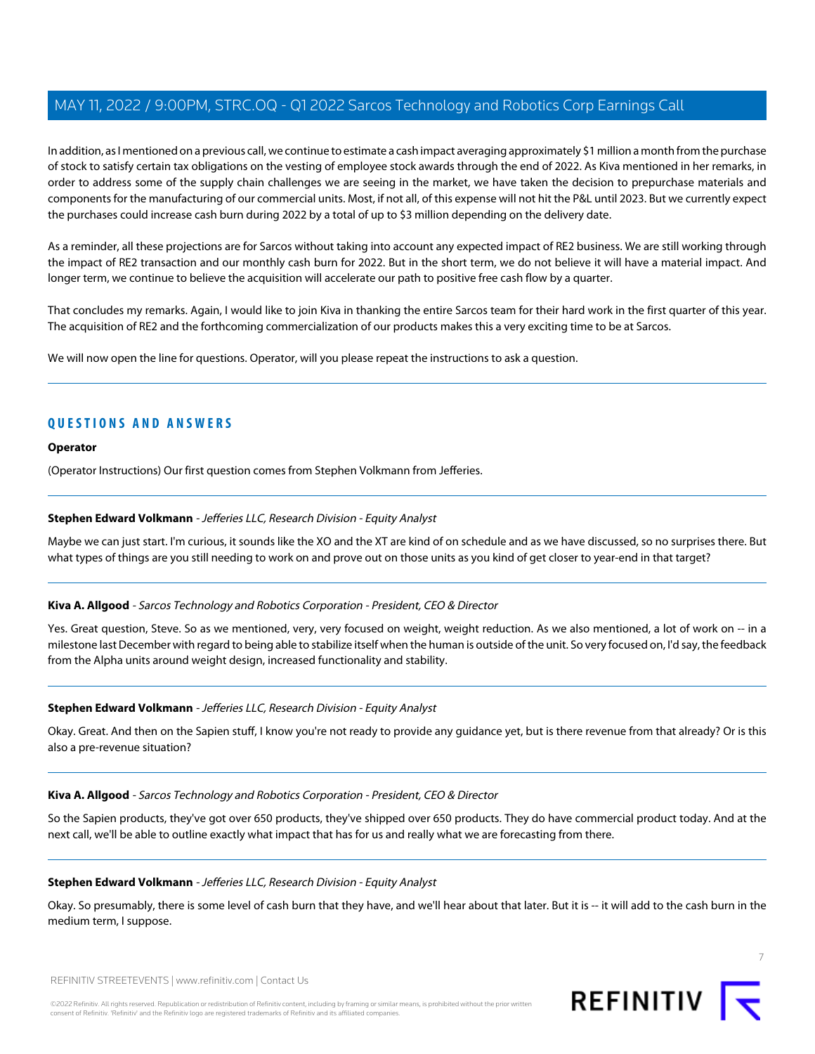In addition, as I mentioned on a previous call, we continue to estimate a cash impact averaging approximately $1 million a month from the purchase of stock to satisfy certain tax obligations on the vesting of employee stock awards through the end of 2022. As Kiva mentioned in her remarks, in order to address some of the supply chain challenges we are seeing in the market, we have taken the decision to prepurchase materials and components for the manufacturing of our commercial units. Most, if not all, of this expense will not hit the P&L until 2023. But we currently expect the purchases could increase cash burn during 2022 by a total of up to $3 million depending on the delivery date.

As a reminder, all these projections are for Sarcos without taking into account any expected impact of RE2 business. We are still working through the impact of RE2 transaction and our monthly cash burn for 2022. But in the short term, we do not believe it will have a material impact. And longer term, we continue to believe the acquisition will accelerate our path to positive free cash flow by a quarter.

That concludes my remarks. Again, I would like to join Kiva in thanking the entire Sarcos team for their hard work in the first quarter of this year. The acquisition of RE2 and the forthcoming commercialization of our products makes this a very exciting time to be at Sarcos.

We will now open the line for questions. Operator, will you please repeat the instructions to ask a question.

## QUESTIONS AND ANSWERS

**Operator**

(Operator Instructions) Our first question comes from Stephen Volkmann from Jefferies.

**Stephen Edward Volkmann** - *Jefferies LLC, Research Division - Equity Analyst*

Maybe we can just start. I'm curious, it sounds like the XO and the XT are kind of on schedule and as we have discussed, so no surprises there. But what types of things are you still needing to work on and prove out on those units as you kind of get closer to year-end in that target?

**Kiva A. Allgood** - *Sarcos Technology and Robotics Corporation - President, CEO & Director*

Yes. Great question, Steve. So as we mentioned, very, very focused on weight, weight reduction. As we also mentioned, a lot of work on -- in a milestone last December with regard to being able to stabilize itself when the human is outside of the unit. So very focused on, I'd say, the feedback from the Alpha units around weight design, increased functionality and stability.

**Stephen Edward Volkmann** - *Jefferies LLC, Research Division - Equity Analyst*

Okay. Great. And then on the Sapien stuff, I know you're not ready to provide any guidance yet, but is there revenue from that already? Or is this also a pre-revenue situation?

**Kiva A. Allgood** - *Sarcos Technology and Robotics Corporation - President, CEO & Director*

So the Sapien products, they've got over 650 products, they've shipped over 650 products. They do have commercial product today. And at the next call, we'll be able to outline exactly what impact that has for us and really what we are forecasting from there.

**Stephen Edward Volkmann** - *Jefferies LLC, Research Division - Equity Analyst*

Okay. So presumably, there is some level of cash burn that they have, and we'll hear about that later. But it is -- it will add to the cash burn in the medium term, I suppose.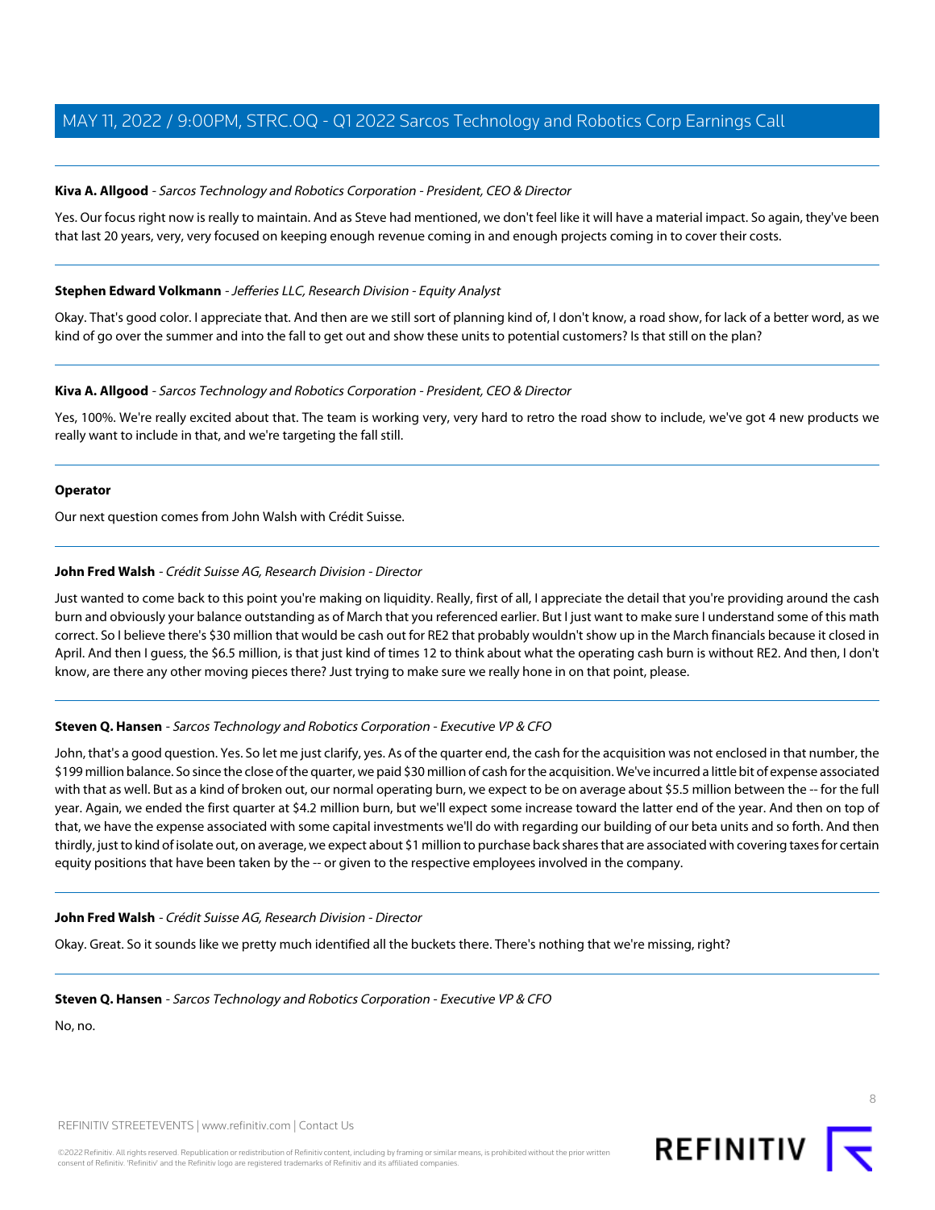**Kiva A. Allgood** - *Sarcos Technology and Robotics Corporation - President, CEO & Director*

Yes. Our focus right now is really to maintain. And as Steve had mentioned, we don't feel like it will have a material impact. So again, they've been that last 20 years, very, very focused on keeping enough revenue coming in and enough projects coming in to cover their costs.

**Stephen Edward Volkmann** - *Jefferies LLC, Research Division - Equity Analyst*

Okay. That's good color. I appreciate that. And then are we still sort of planning kind of, I don't know, a road show, for lack of a better word, as we kind of go over the summer and into the fall to get out and show these units to potential customers? Is that still on the plan?

**Kiva A. Allgood** - *Sarcos Technology and Robotics Corporation - President, CEO & Director*

Yes, 100%. We're really excited about that. The team is working very, very hard to retro the road show to include, we've got 4 new products we really want to include in that, and we're targeting the fall still.

**Operator**

Our next question comes from John Walsh with Crédit Suisse.

**John Fred Walsh** - *Crédit Suisse AG, Research Division - Director*

Just wanted to come back to this point you're making on liquidity. Really, first of all, I appreciate the detail that you're providing around the cash burn and obviously your balance outstanding as of March that you referenced earlier. But I just want to make sure I understand some of this math correct. So I believe there's $30 million that would be cash out for RE2 that probably wouldn't show up in the March financials because it closed in April. And then I guess, the $6.5 million, is that just kind of times 12 to think about what the operating cash burn is without RE2. And then, I don't know, are there any other moving pieces there? Just trying to make sure we really hone in on that point, please.

**Steven Q. Hansen** - *Sarcos Technology and Robotics Corporation - Executive VP & CFO*

John, that's a good question. Yes. So let me just clarify, yes. As of the quarter end, the cash for the acquisition was not enclosed in that number, the $199 million balance. So since the close of the quarter, we paid $30 million of cash for the acquisition. We've incurred a little bit of expense associated with that as well. But as a kind of broken out, our normal operating burn, we expect to be on average about $5.5 million between the -- for the full year. Again, we ended the first quarter at $4.2 million burn, but we'll expect some increase toward the latter end of the year. And then on top of that, we have the expense associated with some capital investments we'll do with regarding our building of our beta units and so forth. And then thirdly, just to kind of isolate out, on average, we expect about $1 million to purchase back shares that are associated with covering taxes for certain equity positions that have been taken by the -- or given to the respective employees involved in the company.

**John Fred Walsh** - *Crédit Suisse AG, Research Division - Director*

Okay. Great. So it sounds like we pretty much identified all the buckets there. There's nothing that we're missing, right?

**Steven Q. Hansen** - *Sarcos Technology and Robotics Corporation - Executive VP & CFO*

No, no.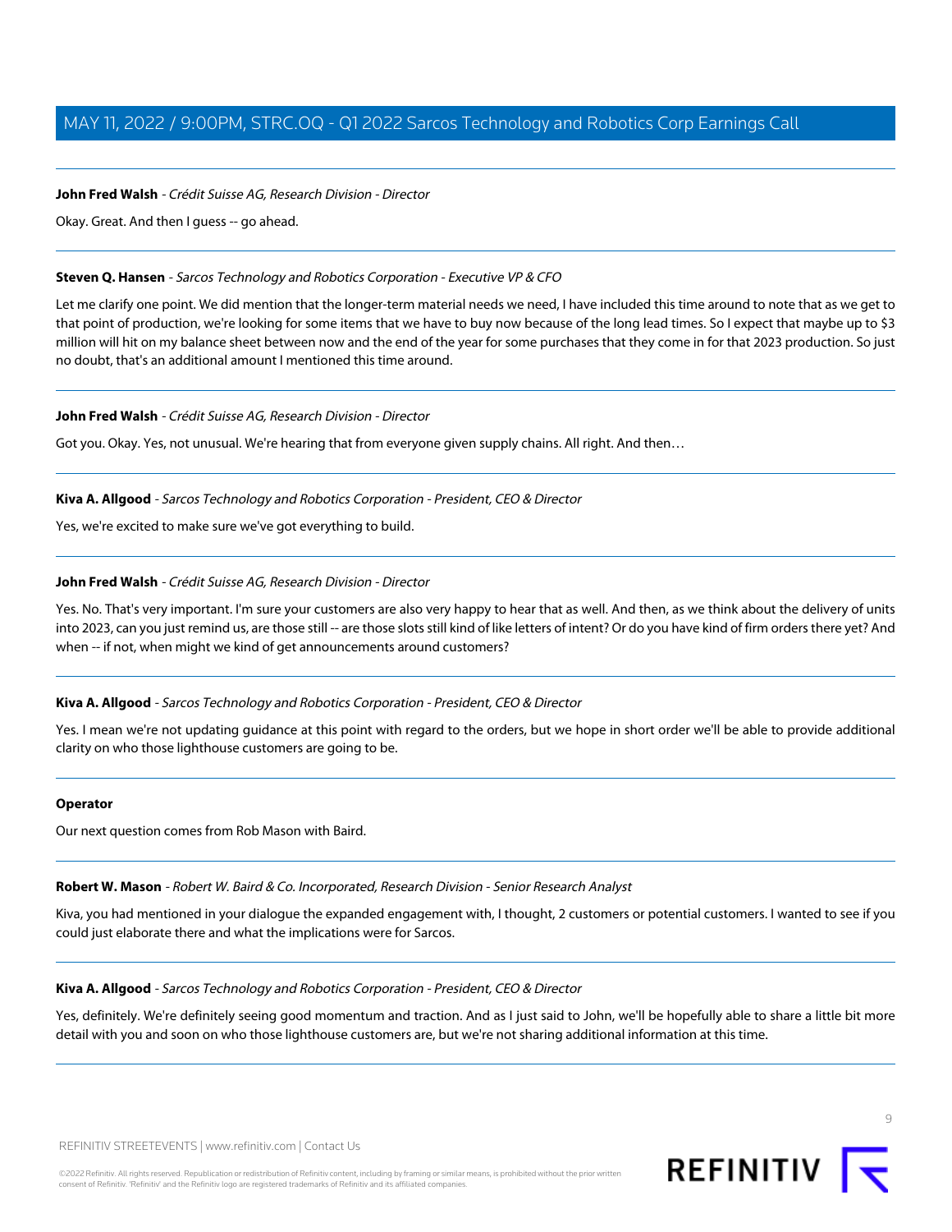**John Fred Walsh** - *Crédit Suisse AG, Research Division - Director*

Okay. Great. And then I guess -- go ahead.

---

**Steven Q. Hansen** - *Sarcos Technology and Robotics Corporation - Executive VP & CFO*

Let me clarify one point. We did mention that the longer-term material needs we need, I have included this time around to note that as we get to that point of production, we're looking for some items that we have to buy now because of the long lead times. So I expect that maybe up to $3 million will hit on my balance sheet between now and the end of the year for some purchases that they come in for that 2023 production. So just no doubt, that's an additional amount I mentioned this time around.

---

**John Fred Walsh** - *Crédit Suisse AG, Research Division - Director*

Got you. Okay. Yes, not unusual. We're hearing that from everyone given supply chains. All right. And then…

---

**Kiva A. Allgood** - *Sarcos Technology and Robotics Corporation - President, CEO & Director*

Yes, we're excited to make sure we've got everything to build.

---

**John Fred Walsh** - *Crédit Suisse AG, Research Division - Director*

Yes. No. That's very important. I'm sure your customers are also very happy to hear that as well. And then, as we think about the delivery of units into 2023, can you just remind us, are those still -- are those slots still kind of like letters of intent? Or do you have kind of firm orders there yet? And when -- if not, when might we kind of get announcements around customers?

---

**Kiva A. Allgood** - *Sarcos Technology and Robotics Corporation - President, CEO & Director*

Yes. I mean we're not updating guidance at this point with regard to the orders, but we hope in short order we'll be able to provide additional clarity on who those lighthouse customers are going to be.

---

**Operator**

Our next question comes from Rob Mason with Baird.

---

**Robert W. Mason** - *Robert W. Baird & Co. Incorporated, Research Division - Senior Research Analyst*

Kiva, you had mentioned in your dialogue the expanded engagement with, I thought, 2 customers or potential customers. I wanted to see if you could just elaborate there and what the implications were for Sarcos.

---

**Kiva A. Allgood** - *Sarcos Technology and Robotics Corporation - President, CEO & Director*

Yes, definitely. We're definitely seeing good momentum and traction. And as I just said to John, we'll be hopefully able to share a little bit more detail with you and soon on who those lighthouse customers are, but we're not sharing additional information at this time.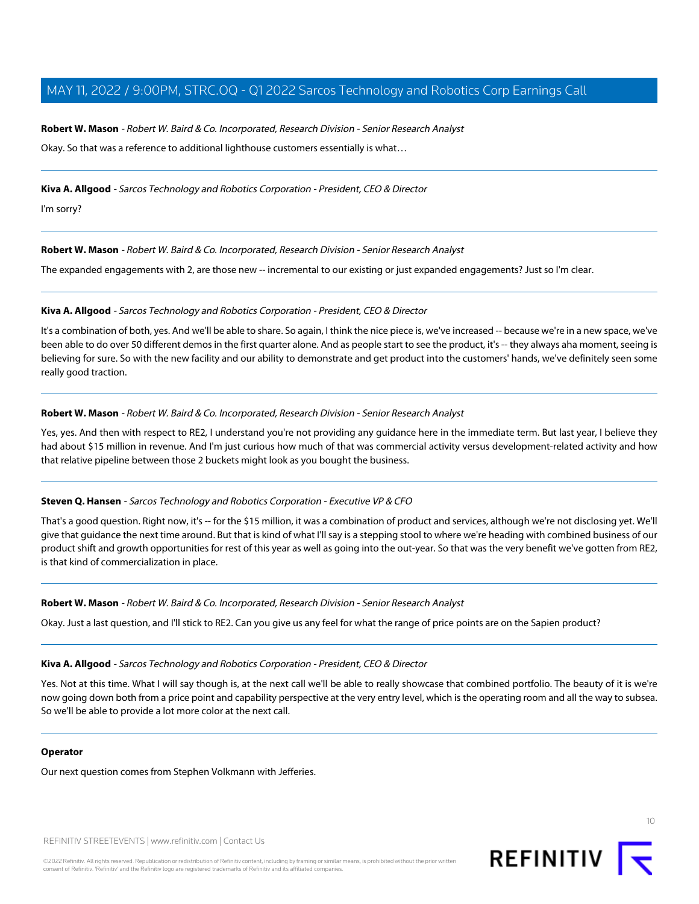**Robert W. Mason** - *Robert W. Baird & Co. Incorporated, Research Division - Senior Research Analyst*

Okay. So that was a reference to additional lighthouse customers essentially is what…

---

**Kiva A. Allgood** - *Sarcos Technology and Robotics Corporation - President, CEO & Director*

I'm sorry?

---

**Robert W. Mason** - *Robert W. Baird & Co. Incorporated, Research Division - Senior Research Analyst*

The expanded engagements with 2, are those new -- incremental to our existing or just expanded engagements? Just so I'm clear.

---

**Kiva A. Allgood** - *Sarcos Technology and Robotics Corporation - President, CEO & Director*

It's a combination of both, yes. And we'll be able to share. So again, I think the nice piece is, we've increased -- because we're in a new space, we've been able to do over 50 different demos in the first quarter alone. And as people start to see the product, it's -- they always aha moment, seeing is believing for sure. So with the new facility and our ability to demonstrate and get product into the customers' hands, we've definitely seen some really good traction.

---

**Robert W. Mason** - *Robert W. Baird & Co. Incorporated, Research Division - Senior Research Analyst*

Yes, yes. And then with respect to RE2, I understand you're not providing any guidance here in the immediate term. But last year, I believe they had about $15 million in revenue. And I'm just curious how much of that was commercial activity versus development-related activity and how that relative pipeline between those 2 buckets might look as you bought the business.

---

**Steven Q. Hansen** - *Sarcos Technology and Robotics Corporation - Executive VP & CFO*

That's a good question. Right now, it's -- for the $15 million, it was a combination of product and services, although we're not disclosing yet. We'll give that guidance the next time around. But that is kind of what I'll say is a stepping stool to where we're heading with combined business of our product shift and growth opportunities for rest of this year as well as going into the out-year. So that was the very benefit we've gotten from RE2, is that kind of commercialization in place.

---

**Robert W. Mason** - *Robert W. Baird & Co. Incorporated, Research Division - Senior Research Analyst*

Okay. Just a last question, and I'll stick to RE2. Can you give us any feel for what the range of price points are on the Sapien product?

---

**Kiva A. Allgood** - *Sarcos Technology and Robotics Corporation - President, CEO & Director*

Yes. Not at this time. What I will say though is, at the next call we'll be able to really showcase that combined portfolio. The beauty of it is we're now going down both from a price point and capability perspective at the very entry level, which is the operating room and all the way to subsea. So we'll be able to provide a lot more color at the next call.

---

**Operator**

Our next question comes from Stephen Volkmann with Jefferies.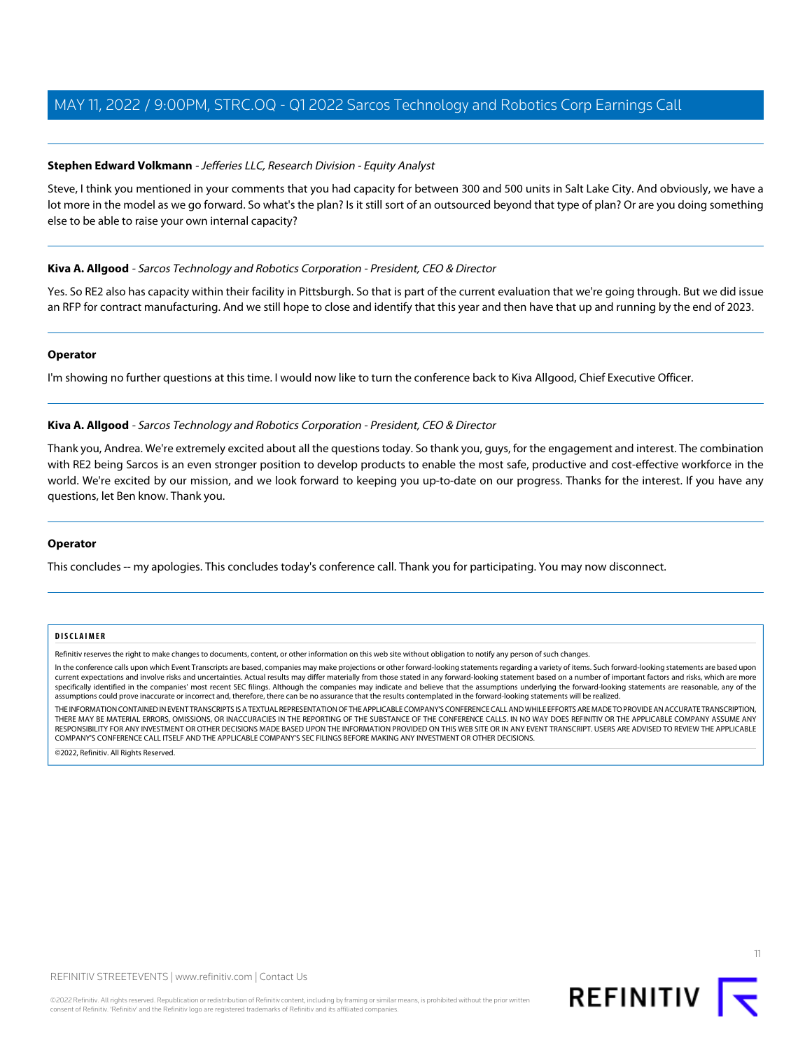**Stephen Edward Volkmann** - *Jefferies LLC, Research Division - Equity Analyst*

Steve, I think you mentioned in your comments that you had capacity for between 300 and 500 units in Salt Lake City. And obviously, we have a lot more in the model as we go forward. So what's the plan? Is it still sort of an outsourced beyond that type of plan? Or are you doing something else to be able to raise your own internal capacity?

---

**Kiva A. Allgood** - *Sarcos Technology and Robotics Corporation - President, CEO & Director*

Yes. So RE2 also has capacity within their facility in Pittsburgh. So that is part of the current evaluation that we're going through. But we did issue an RFP for contract manufacturing. And we still hope to close and identify that this year and then have that up and running by the end of 2023.

---

**Operator**

I'm showing no further questions at this time. I would now like to turn the conference back to Kiva Allgood, Chief Executive Officer.

---

**Kiva A. Allgood** - *Sarcos Technology and Robotics Corporation - President, CEO & Director*

Thank you, Andrea. We're extremely excited about all the questions today. So thank you, guys, for the engagement and interest. The combination with RE2 being Sarcos is an even stronger position to develop products to enable the most safe, productive and cost-effective workforce in the world. We're excited by our mission, and we look forward to keeping you up-to-date on our progress. Thanks for the interest. If you have any questions, let Ben know. Thank you.

---

**Operator**

This concludes -- my apologies. This concludes today's conference call. Thank you for participating. You may now disconnect.

---

**DISCLAIMER**

Refinitiv reserves the right to make changes to documents, content, or other information on this web site without obligation to notify any person of such changes.

In the conference calls upon which Event Transcripts are based, companies may make projections or other forward-looking statements regarding a variety of items. Such forward-looking statements are based upon current expectations and involve risks and uncertainties. Actual results may differ materially from those stated in any forward-looking statement based on a number of important factors and risks, which are more specifically identified in the companies' most recent SEC filings. Although the companies may indicate and believe that the assumptions underlying the forward-looking statements are reasonable, any of the assumptions could prove inaccurate or incorrect and, therefore, there can be no assurance that the results contemplated in the forward-looking statements will be realized.

THE INFORMATION CONTAINED IN EVENT TRANSCRIPTS IS A TEXTUAL REPRESENTATION OF THE APPLICABLE COMPANY'S CONFERENCE CALL AND WHILE EFFORTS ARE MADE TO PROVIDE AN ACCURATE TRANSCRIPTION, THERE MAY BE MATERIAL ERRORS, OMISSIONS, OR INACCURACIES IN THE REPORTING OF THE SUBSTANCE OF THE CONFERENCE CALLS. IN NO WAY DOES REFINITIV OR THE APPLICABLE COMPANY ASSUME ANY RESPONSIBILITY FOR ANY INVESTMENT OR OTHER DECISIONS MADE BASED UPON THE INFORMATION PROVIDED ON THIS WEB SITE OR IN ANY EVENT TRANSCRIPT. USERS ARE ADVISED TO REVIEW THE APPLICABLE COMPANY'S CONFERENCE CALL ITSELF AND THE APPLICABLE COMPANY'S SEC FILINGS BEFORE MAKING ANY INVESTMENT OR OTHER DECISIONS.

©2022, Refinitiv. All Rights Reserved.